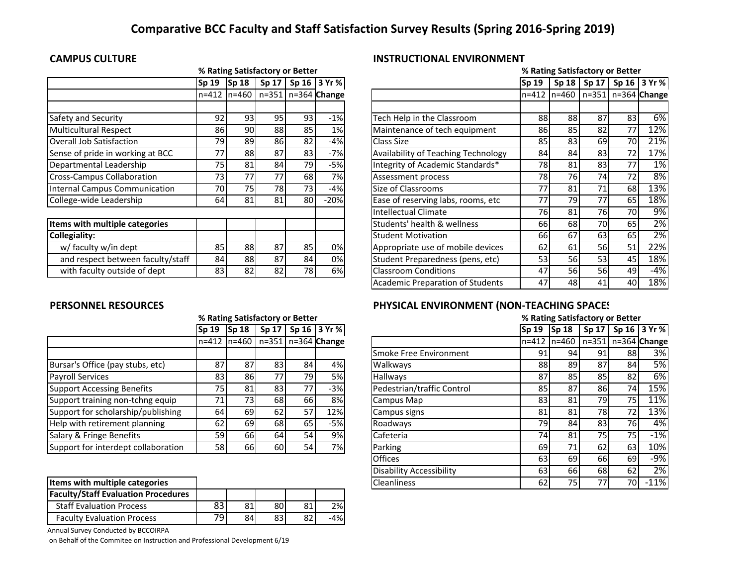# Comparative BCC Faculty and Staff Satisfaction Survey Results (Spring 2016-Spring 2019)

## CAMPUS CULTURE

| | % Rating Satisfactory or Better | | | | |
|---|---|---|---|---|---|
| | Sp 19 | Sp 18 | Sp 17 | Sp 16 | 3 Yr % |
| | n=412 | n=460 | n=351 | n=364 | Change |
| Safety and Security | 92 | 93 | 95 | 93 | -1% |
| Multicultural Respect | 86 | 90 | 88 | 85 | 1% |
| Overall Job Satisfaction | 79 | 89 | 86 | 82 | -4% |
| Sense of pride in working at BCC | 77 | 88 | 87 | 83 | -7% |
| Departmental Leadership | 75 | 81 | 84 | 79 | -5% |
| Cross-Campus Collaboration | 73 | 77 | 77 | 68 | 7% |
| Internal Campus Communication | 70 | 75 | 78 | 73 | -4% |
| College-wide Leadership | 64 | 81 | 81 | 80 | -20% |
| **Items with multiple categories** | | | | | |
| **Collegiality:** | | | | | |
| w/ faculty w/in dept | 85 | 88 | 87 | 85 | 0% |
| and respect between faculty/staff | 84 | 88 | 87 | 84 | 0% |
| with faculty outside of dept | 83 | 82 | 82 | 78 | 6% |

## INSTRUCTIONAL ENVIRONMENT

| | % Rating Satisfactory or Better | | | | |
|---|---|---|---|---|---|
| | Sp 19 | Sp 18 | Sp 17 | Sp 16 | 3 Yr % |
| | n=412 | n=460 | n=351 | n=364 | Change |
| Tech Help in the Classroom | 88 | 88 | 87 | 83 | 6% |
| Maintenance of tech equipment | 86 | 85 | 82 | 77 | 12% |
| Class Size | 85 | 83 | 69 | 70 | 21% |
| Availability of Teaching Technology | 84 | 84 | 83 | 72 | 17% |
| Integrity of Academic Standards* | 78 | 81 | 83 | 77 | 1% |
| Assessment process | 78 | 76 | 74 | 72 | 8% |
| Size of Classrooms | 77 | 81 | 71 | 68 | 13% |
| Ease of reserving labs, rooms, etc | 77 | 79 | 77 | 65 | 18% |
| Intellectual Climate | 76 | 81 | 76 | 70 | 9% |
| Students' health & wellness | 66 | 68 | 70 | 65 | 2% |
| Student Motivation | 66 | 67 | 63 | 65 | 2% |
| Appropriate use of mobile devices | 62 | 61 | 56 | 51 | 22% |
| Student Preparedness (pens, etc) | 53 | 56 | 53 | 45 | 18% |
| Classroom Conditions | 47 | 56 | 56 | 49 | -4% |
| Academic Preparation of Students | 47 | 48 | 41 | 40 | 18% |

## PERSONNEL RESOURCES

| | % Rating Satisfactory or Better | | | | |
|---|---|---|---|---|---|
| | Sp 19 | Sp 18 | Sp 17 | Sp 16 | 3 Yr % |
| | n=412 | n=460 | n=351 | n=364 | Change |
| Bursar's Office (pay stubs, etc) | 87 | 87 | 83 | 84 | 4% |
| Payroll Services | 83 | 86 | 77 | 79 | 5% |
| Support Accessing Benefits | 75 | 81 | 83 | 77 | -3% |
| Support training non-tchng equip | 71 | 73 | 68 | 66 | 8% |
| Support for scholarship/publishing | 64 | 69 | 62 | 57 | 12% |
| Help with retirement planning | 62 | 69 | 68 | 65 | -5% |
| Salary & Fringe Benefits | 59 | 66 | 64 | 54 | 9% |
| Support for interdept collaboration | 58 | 66 | 60 | 54 | 7% |
| **Items with multiple categories** | | | | | |
| **Faculty/Staff Evaluation Procedures** | | | | | |
| Staff Evaluation Process | 83 | 81 | 80 | 81 | 2% |
| Faculty Evaluation Process | 79 | 84 | 83 | 82 | -4% |

Annual Survey Conducted by BCCOIRPA
on Behalf of the Commitee on Instruction and Professional Development 6/19

## PHYSICAL ENVIRONMENT (NON-TEACHING SPACES)

| | % Rating Satisfactory or Better | | | | |
|---|---|---|---|---|---|
| | Sp 19 | Sp 18 | Sp 17 | Sp 16 | 3 Yr % |
| | n=412 | n=460 | n=351 | n=364 | Change |
| Smoke Free Environment | 91 | 94 | 91 | 88 | 3% |
| Walkways | 88 | 89 | 87 | 84 | 5% |
| Hallways | 87 | 85 | 85 | 82 | 6% |
| Pedestrian/traffic Control | 85 | 87 | 86 | 74 | 15% |
| Campus Map | 83 | 81 | 79 | 75 | 11% |
| Campus signs | 81 | 81 | 78 | 72 | 13% |
| Roadways | 79 | 84 | 83 | 76 | 4% |
| Cafeteria | 74 | 81 | 75 | 75 | -1% |
| Parking | 69 | 71 | 62 | 63 | 10% |
| Offices | 63 | 69 | 66 | 69 | -9% |
| Disability Accessibility | 63 | 66 | 68 | 62 | 2% |
| Cleanliness | 62 | 75 | 77 | 70 | -11% |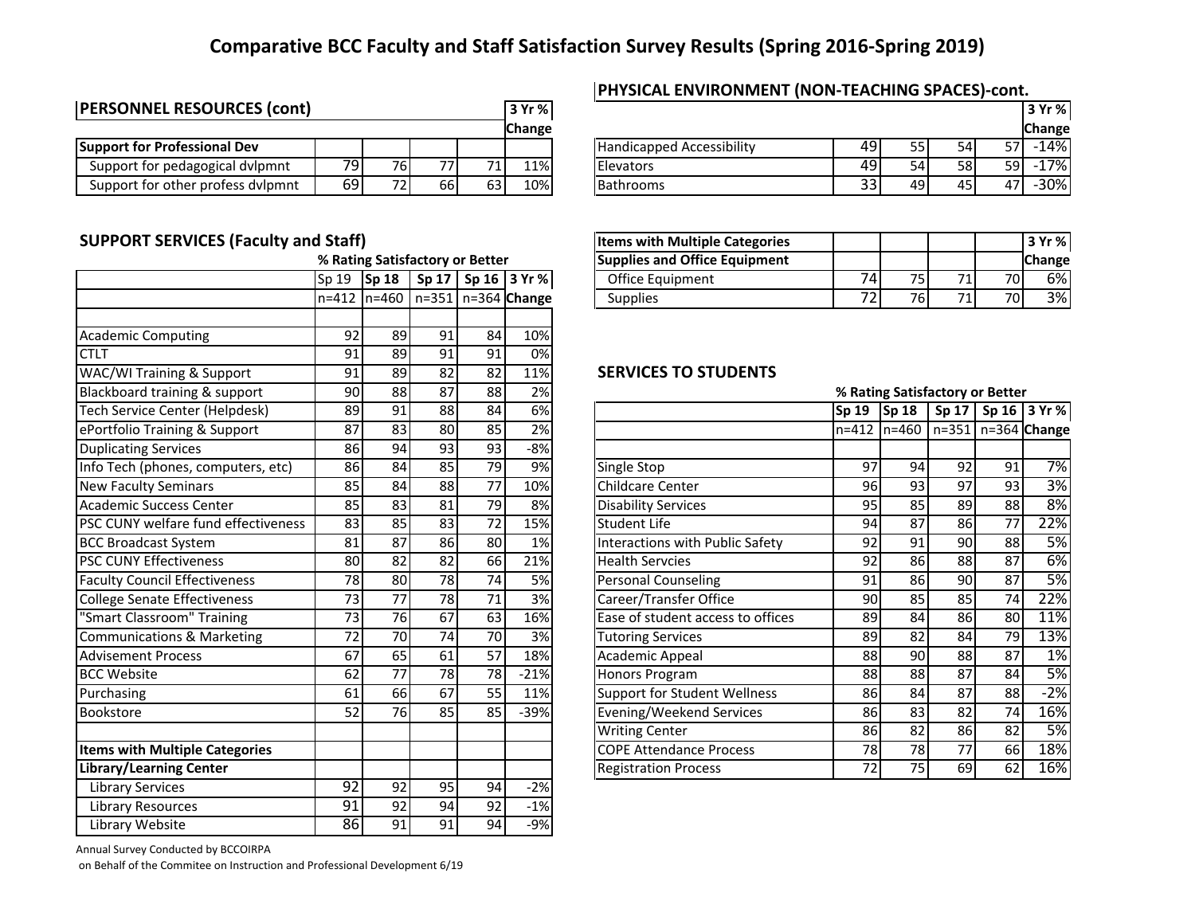# Comparative BCC Faculty and Staff Satisfaction Survey Results (Spring 2016-Spring 2019)

## PERSONNEL RESOURCES (cont)

| | | | | | 3 Yr % Change |
|---|---|---|---|---|---|
| **Support for Professional Dev** | | | | | |
| Support for pedagogical dvlpmnt | 79 | 76 | 77 | 71 | 11% |
| Support for other profess dvlpmnt | 69 | 72 | 66 | 63 | 10% |

## SUPPORT SERVICES (Faculty and Staff)

| | % Rating Satisfactory or Better | | | | |
|---|---|---|---|---|---|
| | Sp 19 | Sp 18 | Sp 17 | Sp 16 | 3 Yr % |
| | n=412 | n=460 | n=351 | n=364 | Change |
| Academic Computing | 92 | 89 | 91 | 84 | 10% |
| CTLT | 91 | 89 | 91 | 91 | 0% |
| WAC/WI Training & Support | 91 | 89 | 82 | 82 | 11% |
| Blackboard training & support | 90 | 88 | 87 | 88 | 2% |
| Tech Service Center (Helpdesk) | 89 | 91 | 88 | 84 | 6% |
| ePortfolio Training & Support | 87 | 83 | 80 | 85 | 2% |
| Duplicating Services | 86 | 94 | 93 | 93 | -8% |
| Info Tech (phones, computers, etc) | 86 | 84 | 85 | 79 | 9% |
| New Faculty Seminars | 85 | 84 | 88 | 77 | 10% |
| Academic Success Center | 85 | 83 | 81 | 79 | 8% |
| PSC CUNY welfare fund effectiveness | 83 | 85 | 83 | 72 | 15% |
| BCC Broadcast System | 81 | 87 | 86 | 80 | 1% |
| PSC CUNY Effectiveness | 80 | 82 | 82 | 66 | 21% |
| Faculty Council Effectiveness | 78 | 80 | 78 | 74 | 5% |
| College Senate Effectiveness | 73 | 77 | 78 | 71 | 3% |
| "Smart Classroom" Training | 73 | 76 | 67 | 63 | 16% |
| Communications & Marketing | 72 | 70 | 74 | 70 | 3% |
| Advisement Process | 67 | 65 | 61 | 57 | 18% |
| BCC Website | 62 | 77 | 78 | 78 | -21% |
| Purchasing | 61 | 66 | 67 | 55 | 11% |
| Bookstore | 52 | 76 | 85 | 85 | -39% |
| | | | | | |
| **Items with Multiple Categories** | | | | | |
| **Library/Learning Center** | | | | | |
| Library Services | 92 | 92 | 95 | 94 | -2% |
| Library Resources | 91 | 92 | 94 | 92 | -1% |
| Library Website | 86 | 91 | 91 | 94 | -9% |

Annual Survey Conducted by BCCOIRPA

on Behalf of the Commitee on Instruction and Professional Development 6/19

## PHYSICAL ENVIRONMENT (NON-TEACHING SPACES)-cont.

| | | | | | 3 Yr % Change |
|---|---|---|---|---|---|
| Handicapped Accessibility | 49 | 55 | 54 | 57 | -14% |
| Elevators | 49 | 54 | 58 | 59 | -17% |
| Bathrooms | 33 | 49 | 45 | 47 | -30% |

| **Items with Multiple Categories** | | | | | 3 Yr % |
|---|---|---|---|---|---|
| **Supplies and Office Equipment** | | | | | Change |
| Office Equipment | 74 | 75 | 71 | 70 | 6% |
| Supplies | 72 | 76 | 71 | 70 | 3% |

## SERVICES TO STUDENTS

| | % Rating Satisfactory or Better | | | | |
|---|---|---|---|---|---|
| | Sp 19 | Sp 18 | Sp 17 | Sp 16 | 3 Yr % |
| | n=412 | n=460 | n=351 | n=364 | Change |
| Single Stop | 97 | 94 | 92 | 91 | 7% |
| Childcare Center | 96 | 93 | 97 | 93 | 3% |
| Disability Services | 95 | 85 | 89 | 88 | 8% |
| Student Life | 94 | 87 | 86 | 77 | 22% |
| Interactions with Public Safety | 92 | 91 | 90 | 88 | 5% |
| Health Servcies | 92 | 86 | 88 | 87 | 6% |
| Personal Counseling | 91 | 86 | 90 | 87 | 5% |
| Career/Transfer Office | 90 | 85 | 85 | 74 | 22% |
| Ease of student access to offices | 89 | 84 | 86 | 80 | 11% |
| Tutoring Services | 89 | 82 | 84 | 79 | 13% |
| Academic Appeal | 88 | 90 | 88 | 87 | 1% |
| Honors Program | 88 | 88 | 87 | 84 | 5% |
| Support for Student Wellness | 86 | 84 | 87 | 88 | -2% |
| Evening/Weekend Services | 86 | 83 | 82 | 74 | 16% |
| Writing Center | 86 | 82 | 86 | 82 | 5% |
| COPE Attendance Process | 78 | 78 | 77 | 66 | 18% |
| Registration Process | 72 | 75 | 69 | 62 | 16% |